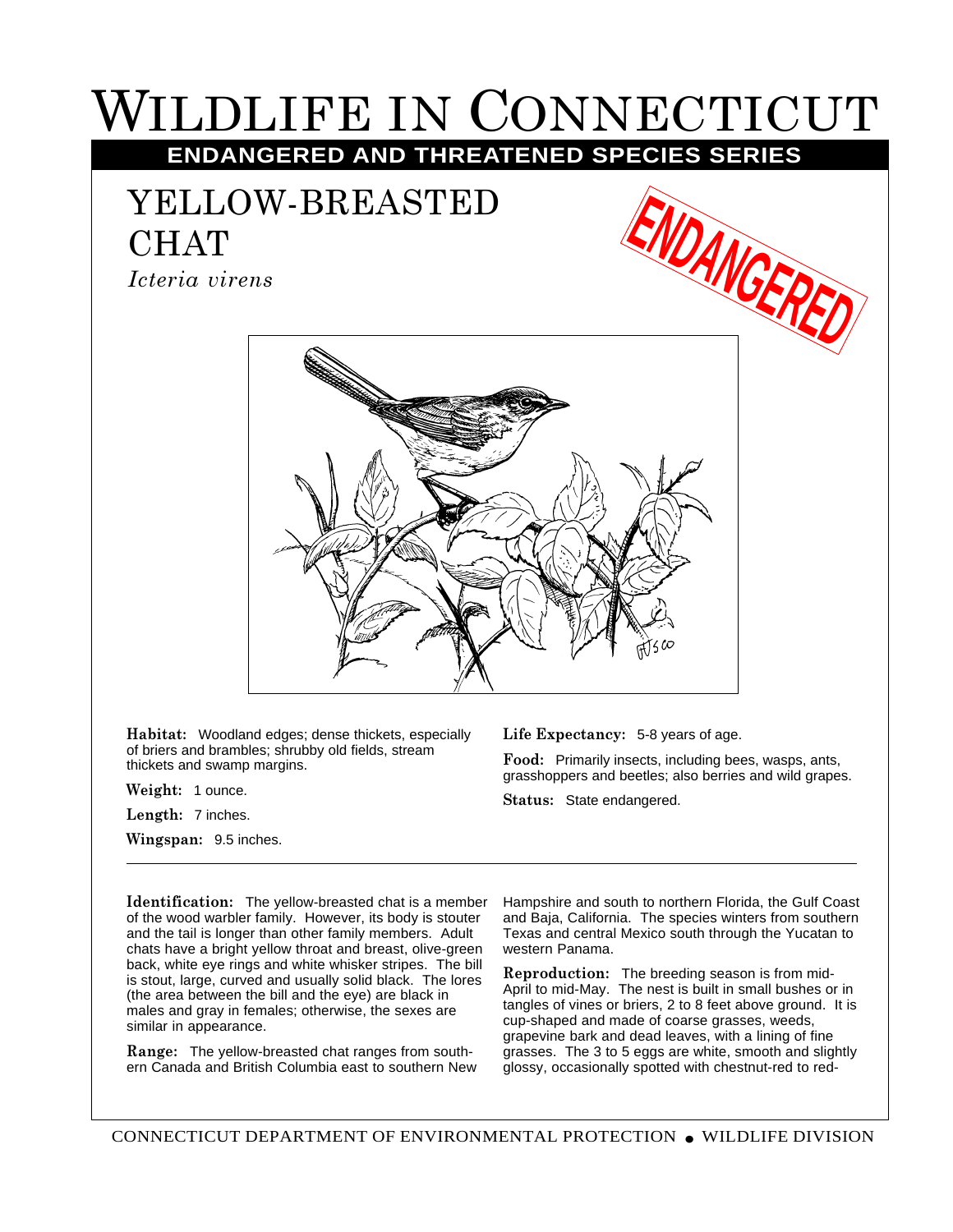# WILDLIFE IN CONNECTICUT

**ENDANGERED AND THREATENED SPECIES SERIES**

## YELLOW-BREASTED CHAT

*Icteria virens*

ENDANGERED

**Habitat:** Woodland edges; dense thickets, especially of briers and brambles; shrubby old fields, stream thickets and swamp margins.

**Weight:** 1 ounce.

**Length:** 7 inches.

**Wingspan:** 9.5 inches.

**Life Expectancy:** 5-8 years of age.

**Food:** Primarily insects, including bees, wasps, ants, grasshoppers and beetles; also berries and wild grapes.

**Status:** State endangered.

---

**Identification:** The yellow-breasted chat is a member of the wood warbler family. However, its body is stouter and the tail is longer than other family members. Adult chats have a bright yellow throat and breast, olive-green back, white eye rings and white whisker stripes. The bill is stout, large, curved and usually solid black. The lores (the area between the bill and the eye) are black in males and gray in females; otherwise, the sexes are similar in appearance.

**Range:** The yellow-breasted chat ranges from southern Canada and British Columbia east to southern New Hampshire and south to northern Florida, the Gulf Coast and Baja, California. The species winters from southern Texas and central Mexico south through the Yucatan to western Panama.

**Reproduction:** The breeding season is from mid-April to mid-May. The nest is built in small bushes or in tangles of vines or briers, 2 to 8 feet above ground. It is cup-shaped and made of coarse grasses, weeds, grapevine bark and dead leaves, with a lining of fine grasses. The 3 to 5 eggs are white, smooth and slightly glossy, occasionally spotted with chestnut-red to red-

CONNECTICUT DEPARTMENT OF ENVIRONMENTAL PROTECTION • WILDLIFE DIVISION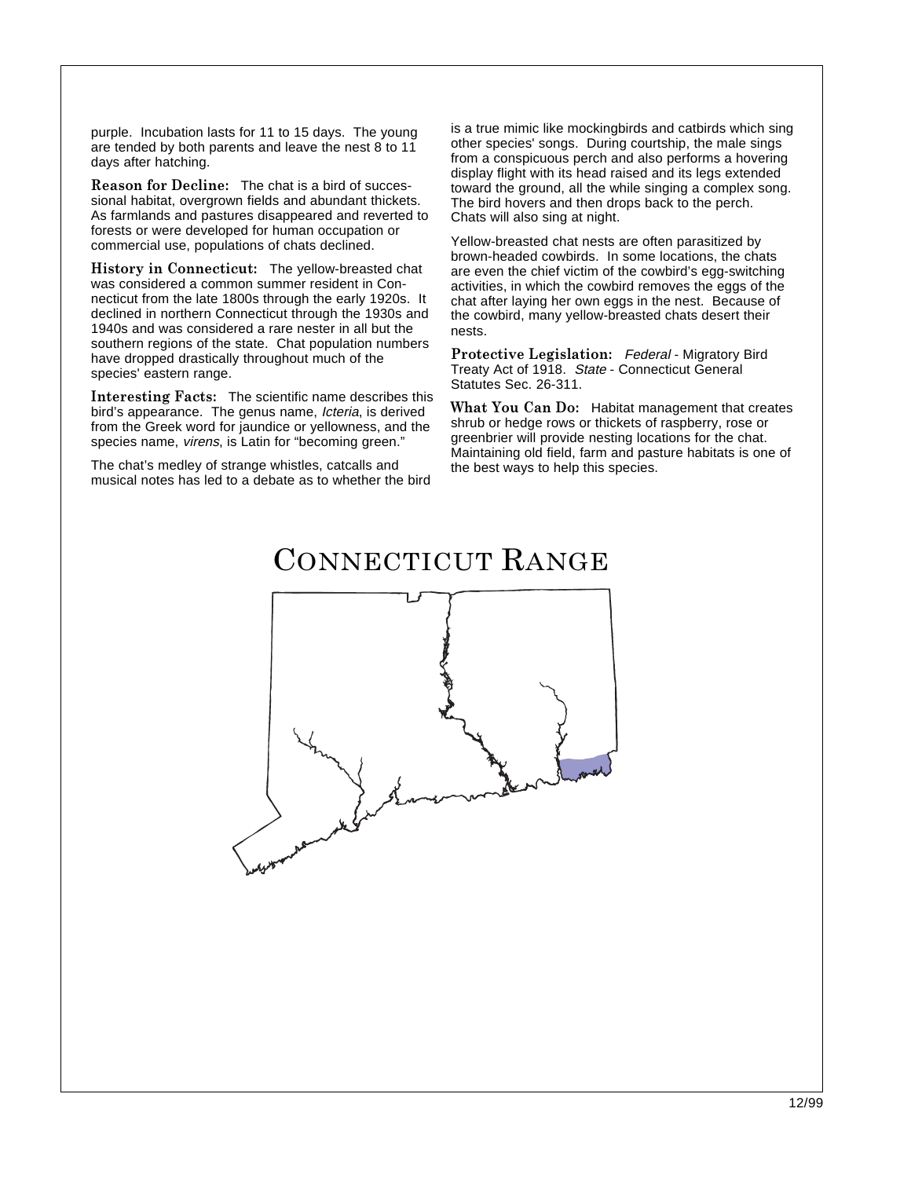purple. Incubation lasts for 11 to 15 days. The young are tended by both parents and leave the nest 8 to 11 days after hatching.

**Reason for Decline:** The chat is a bird of successional habitat, overgrown fields and abundant thickets. As farmlands and pastures disappeared and reverted to forests or were developed for human occupation or commercial use, populations of chats declined.

**History in Connecticut:** The yellow-breasted chat was considered a common summer resident in Connecticut from the late 1800s through the early 1920s. It declined in northern Connecticut through the 1930s and 1940s and was considered a rare nester in all but the southern regions of the state. Chat population numbers have dropped drastically throughout much of the species' eastern range.

**Interesting Facts:** The scientific name describes this bird's appearance. The genus name, *Icteria*, is derived from the Greek word for jaundice or yellowness, and the species name, *virens*, is Latin for "becoming green."

The chat's medley of strange whistles, catcalls and musical notes has led to a debate as to whether the bird is a true mimic like mockingbirds and catbirds which sing other species' songs. During courtship, the male sings from a conspicuous perch and also performs a hovering display flight with its head raised and its legs extended toward the ground, all the while singing a complex song. The bird hovers and then drops back to the perch. Chats will also sing at night.

Yellow-breasted chat nests are often parasitized by brown-headed cowbirds. In some locations, the chats are even the chief victim of the cowbird's egg-switching activities, in which the cowbird removes the eggs of the chat after laying her own eggs in the nest. Because of the cowbird, many yellow-breasted chats desert their nests.

**Protective Legislation:** *Federal* - Migratory Bird Treaty Act of 1918. *State* - Connecticut General Statutes Sec. 26-311.

**What You Can Do:** Habitat management that creates shrub or hedge rows or thickets of raspberry, rose or greenbrier will provide nesting locations for the chat. Maintaining old field, farm and pasture habitats is one of the best ways to help this species.

## Connecticut Range

12/99